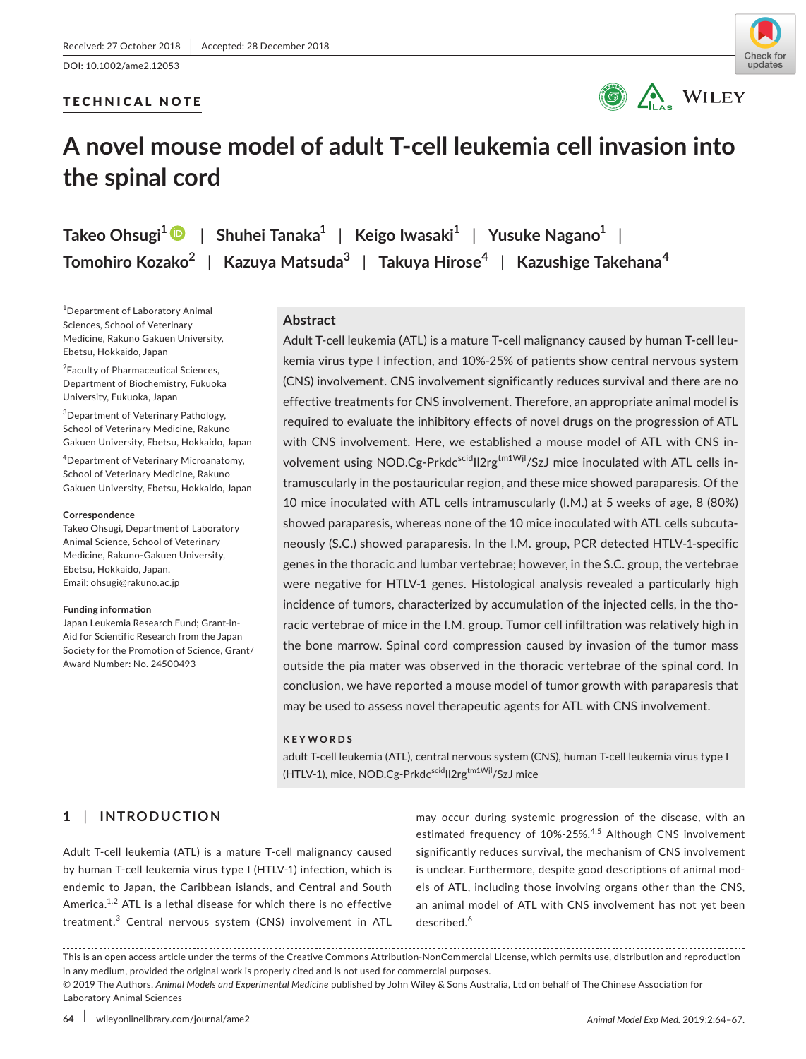Received: 27 October 2018 | Accepted: 28 December 2018

DOI: 10.1002/ame2.12053

TECHNICAL NOTE

# A novel mouse model of adult T-cell leukemia cell invasion into the spinal cord

**Takeo Ohsugi**[1] | **Shuhei Tanaka**[1] | **Keigo Iwasaki**[1] | **Yusuke Nagano**[1] | **Tomohiro Kozako**[2] | **Kazuya Matsuda**[3] | **Takuya Hirose**[4] | **Kazushige Takehana**[4]

[1]Department of Laboratory Animal Sciences, School of Veterinary Medicine, Rakuno Gakuen University, Ebetsu, Hokkaido, Japan

[2]Faculty of Pharmaceutical Sciences, Department of Biochemistry, Fukuoka University, Fukuoka, Japan

[3]Department of Veterinary Pathology, School of Veterinary Medicine, Rakuno Gakuen University, Ebetsu, Hokkaido, Japan

[4]Department of Veterinary Microanatomy, School of Veterinary Medicine, Rakuno Gakuen University, Ebetsu, Hokkaido, Japan

**Correspondence**
Takeo Ohsugi, Department of Laboratory Animal Science, School of Veterinary Medicine, Rakuno-Gakuen University, Ebetsu, Hokkaido, Japan.
Email: ohsugi@rakuno.ac.jp

**Funding information**
Japan Leukemia Research Fund; Grant-in-Aid for Scientific Research from the Japan Society for the Promotion of Science, Grant/Award Number: No. 24500493

## Abstract

Adult T-cell leukemia (ATL) is a mature T-cell malignancy caused by human T-cell leukemia virus type I infection, and 10%-25% of patients show central nervous system (CNS) involvement. CNS involvement significantly reduces survival and there are no effective treatments for CNS involvement. Therefore, an appropriate animal model is required to evaluate the inhibitory effects of novel drugs on the progression of ATL with CNS involvement. Here, we established a mouse model of ATL with CNS involvement using NOD.Cg-Prkdc$^{scid}$Il2rg$^{tm1Wjl}$/SzJ mice inoculated with ATL cells intramuscularly in the postauricular region, and these mice showed paraparesis. Of the 10 mice inoculated with ATL cells intramuscularly (I.M.) at 5 weeks of age, 8 (80%) showed paraparesis, whereas none of the 10 mice inoculated with ATL cells subcutaneously (S.C.) showed paraparesis. In the I.M. group, PCR detected HTLV-1-specific genes in the thoracic and lumbar vertebrae; however, in the S.C. group, the vertebrae were negative for HTLV-1 genes. Histological analysis revealed a particularly high incidence of tumors, characterized by accumulation of the injected cells, in the thoracic vertebrae of mice in the I.M. group. Tumor cell infiltration was relatively high in the bone marrow. Spinal cord compression caused by invasion of the tumor mass outside the pia mater was observed in the thoracic vertebrae of the spinal cord. In conclusion, we have reported a mouse model of tumor growth with paraparesis that may be used to assess novel therapeutic agents for ATL with CNS involvement.

**KEYWORDS**

adult T-cell leukemia (ATL), central nervous system (CNS), human T-cell leukemia virus type I (HTLV-1), mice, NOD.Cg-Prkdc$^{scid}$Il2rg$^{tm1Wjl}$/SzJ mice

## 1 | INTRODUCTION

Adult T-cell leukemia (ATL) is a mature T-cell malignancy caused by human T-cell leukemia virus type I (HTLV-1) infection, which is endemic to Japan, the Caribbean islands, and Central and South America.[1,2] ATL is a lethal disease for which there is no effective treatment.[3] Central nervous system (CNS) involvement in ATL may occur during systemic progression of the disease, with an estimated frequency of 10%-25%.[4,5] Although CNS involvement significantly reduces survival, the mechanism of CNS involvement is unclear. Furthermore, despite good descriptions of animal models of ATL, including those involving organs other than the CNS, an animal model of ATL with CNS involvement has not yet been described.[6]

This is an open access article under the terms of the Creative Commons Attribution-NonCommercial License, which permits use, distribution and reproduction in any medium, provided the original work is properly cited and is not used for commercial purposes.
© 2019 The Authors. *Animal Models and Experimental Medicine* published by John Wiley & Sons Australia, Ltd on behalf of The Chinese Association for Laboratory Animal Sciences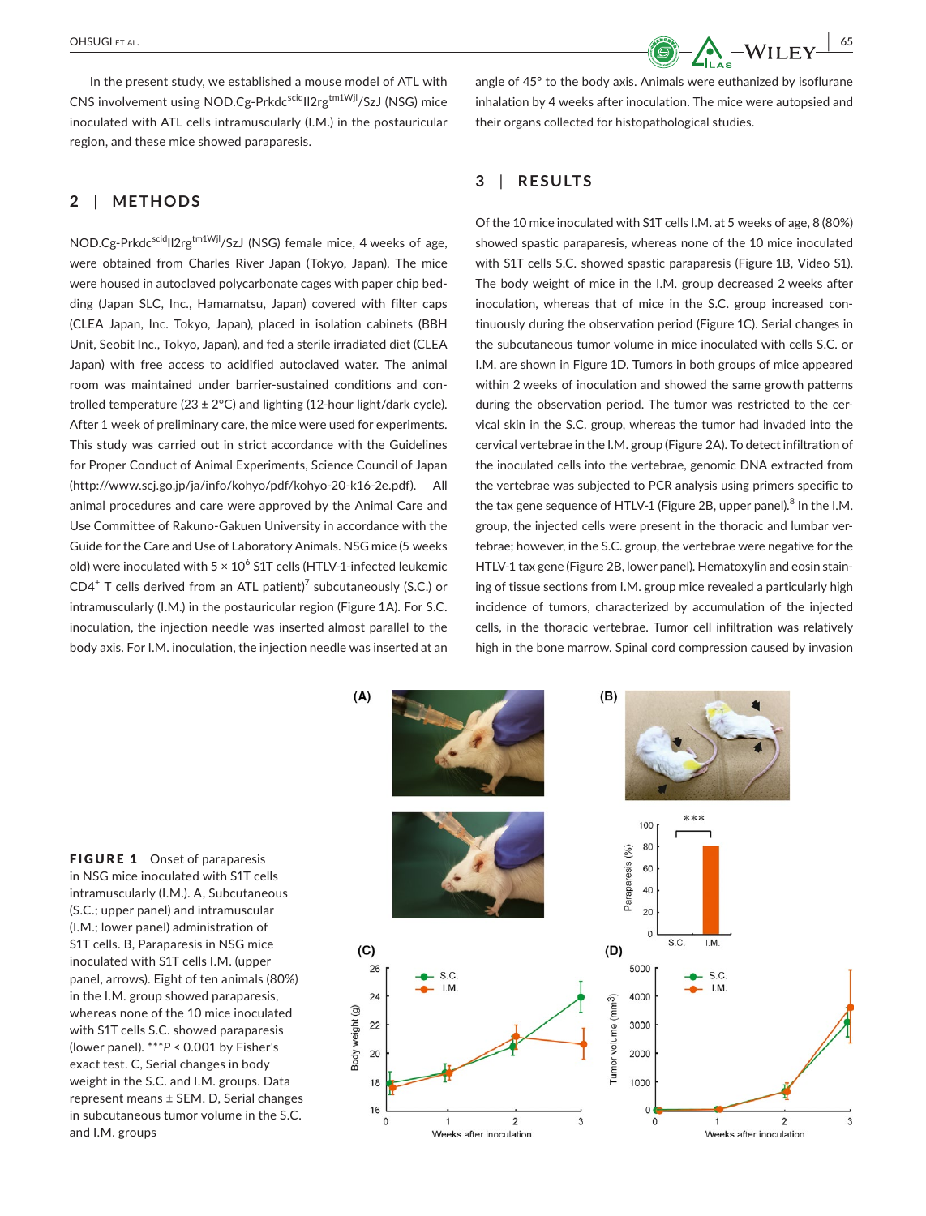In the present study, we established a mouse model of ATL with CNS involvement using NOD.Cg-Prkdc$^{scid}$Il2rg$^{tm1Wjl}$/SzJ (NSG) mice inoculated with ATL cells intramuscularly (I.M.) in the postauricular region, and these mice showed paraparesis.

## 2 | METHODS

NOD.Cg-Prkdc$^{scid}$Il2rg$^{tm1Wjl}$/SzJ (NSG) female mice, 4 weeks of age, were obtained from Charles River Japan (Tokyo, Japan). The mice were housed in autoclaved polycarbonate cages with paper chip bedding (Japan SLC, Inc., Hamamatsu, Japan) covered with filter caps (CLEA Japan, Inc. Tokyo, Japan), placed in isolation cabinets (BBH Unit, Seobit Inc., Tokyo, Japan), and fed a sterile irradiated diet (CLEA Japan) with free access to acidified autoclaved water. The animal room was maintained under barrier-sustained conditions and controlled temperature (23 ± 2°C) and lighting (12-hour light/dark cycle). After 1 week of preliminary care, the mice were used for experiments. This study was carried out in strict accordance with the Guidelines for Proper Conduct of Animal Experiments, Science Council of Japan (http://www.scj.go.jp/ja/info/kohyo/pdf/kohyo-20-k16-2e.pdf). All animal procedures and care were approved by the Animal Care and Use Committee of Rakuno-Gakuen University in accordance with the Guide for the Care and Use of Laboratory Animals. NSG mice (5 weeks old) were inoculated with $5 \times 10^6$ S1T cells (HTLV-1-infected leukemic CD4$^+$ T cells derived from an ATL patient)[7] subcutaneously (S.C.) or intramuscularly (I.M.) in the postauricular region (Figure 1A). For S.C. inoculation, the injection needle was inserted almost parallel to the body axis. For I.M. inoculation, the injection needle was inserted at an angle of 45° to the body axis. Animals were euthanized by isoflurane inhalation by 4 weeks after inoculation. The mice were autopsied and their organs collected for histopathological studies.

## 3 | RESULTS

Of the 10 mice inoculated with S1T cells I.M. at 5 weeks of age, 8 (80%) showed spastic paraparesis, whereas none of the 10 mice inoculated with S1T cells S.C. showed spastic paraparesis (Figure 1B, Video S1). The body weight of mice in the I.M. group decreased 2 weeks after inoculation, whereas that of mice in the S.C. group increased continuously during the observation period (Figure 1C). Serial changes in the subcutaneous tumor volume in mice inoculated with cells S.C. or I.M. are shown in Figure 1D. Tumors in both groups of mice appeared within 2 weeks of inoculation and showed the same growth patterns during the observation period. The tumor was restricted to the cervical skin in the S.C. group, whereas the tumor had invaded into the cervical vertebrae in the I.M. group (Figure 2A). To detect infiltration of the inoculated cells into the vertebrae, genomic DNA extracted from the vertebrae was subjected to PCR analysis using primers specific to the tax gene sequence of HTLV-1 (Figure 2B, upper panel).[8] In the I.M. group, the injected cells were present in the thoracic and lumbar vertebrae; however, in the S.C. group, the vertebrae were negative for the HTLV-1 tax gene (Figure 2B, lower panel). Hematoxylin and eosin staining of tissue sections from I.M. group mice revealed a particularly high incidence of tumors, characterized by accumulation of the injected cells, in the thoracic vertebrae. Tumor cell infiltration was relatively high in the bone marrow. Spinal cord compression caused by invasion

**FIGURE 1** Onset of paraparesis in NSG mice inoculated with S1T cells intramuscularly (I.M.). A, Subcutaneous (S.C.; upper panel) and intramuscular (I.M.; lower panel) administration of S1T cells. B, Paraparesis in NSG mice inoculated with S1T cells I.M. (upper panel, arrows). Eight of ten animals (80%) in the I.M. group showed paraparesis, whereas none of the 10 mice inoculated with S1T cells S.C. showed paraparesis (lower panel). ***$P < 0.001$ by Fisher's exact test. C, Serial changes in body weight in the S.C. and I.M. groups. Data represent means ± SEM. D, Serial changes in subcutaneous tumor volume in the S.C. and I.M. groups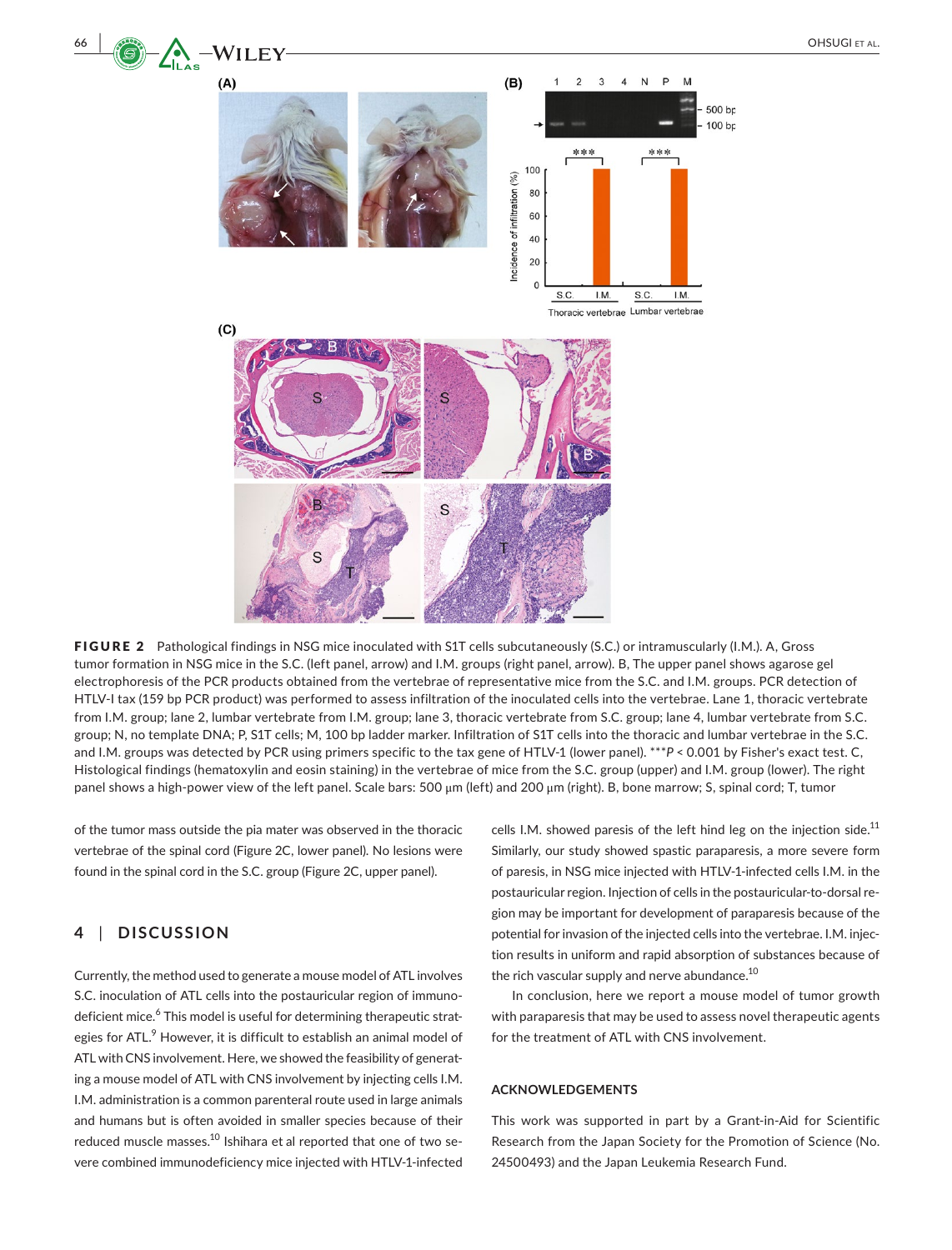**FIGURE 2** Pathological findings in NSG mice inoculated with S1T cells subcutaneously (S.C.) or intramuscularly (I.M.). A, Gross tumor formation in NSG mice in the S.C. (left panel, arrow) and I.M. groups (right panel, arrow). B, The upper panel shows agarose gel electrophoresis of the PCR products obtained from the vertebrae of representative mice from the S.C. and I.M. groups. PCR detection of HTLV-I tax (159 bp PCR product) was performed to assess infiltration of the inoculated cells into the vertebrae. Lane 1, thoracic vertebrate from I.M. group; lane 2, lumbar vertebrate from I.M. group; lane 3, thoracic vertebrate from S.C. group; lane 4, lumbar vertebrate from S.C. group; N, no template DNA; P, S1T cells; M, 100 bp ladder marker. Infiltration of S1T cells into the thoracic and lumbar vertebrae in the S.C. and I.M. groups was detected by PCR using primers specific to the tax gene of HTLV-1 (lower panel). ***$P < 0.001$ by Fisher's exact test. C, Histological findings (hematoxylin and eosin staining) in the vertebrae of mice from the S.C. group (upper) and I.M. group (lower). The right panel shows a high-power view of the left panel. Scale bars: 500 μm (left) and 200 μm (right). B, bone marrow; S, spinal cord; T, tumor

of the tumor mass outside the pia mater was observed in the thoracic vertebrae of the spinal cord (Figure 2C, lower panel). No lesions were found in the spinal cord in the S.C. group (Figure 2C, upper panel).

## 4 | DISCUSSION

Currently, the method used to generate a mouse model of ATL involves S.C. inoculation of ATL cells into the postauricular region of immunodeficient mice.[6] This model is useful for determining therapeutic strategies for ATL.[9] However, it is difficult to establish an animal model of ATL with CNS involvement. Here, we showed the feasibility of generating a mouse model of ATL with CNS involvement by injecting cells I.M. I.M. administration is a common parenteral route used in large animals and humans but is often avoided in smaller species because of their reduced muscle masses.[10] Ishihara et al reported that one of two severe combined immunodeficiency mice injected with HTLV-1-infected cells I.M. showed paresis of the left hind leg on the injection side.[11] Similarly, our study showed spastic paraparesis, a more severe form of paresis, in NSG mice injected with HTLV-1-infected cells I.M. in the postauricular region. Injection of cells in the postauricular-to-dorsal region may be important for development of paraparesis because of the potential for invasion of the injected cells into the vertebrae. I.M. injection results in uniform and rapid absorption of substances because of the rich vascular supply and nerve abundance.[10]

In conclusion, here we report a mouse model of tumor growth with paraparesis that may be used to assess novel therapeutic agents for the treatment of ATL with CNS involvement.

### ACKNOWLEDGEMENTS

This work was supported in part by a Grant-in-Aid for Scientific Research from the Japan Society for the Promotion of Science (No. 24500493) and the Japan Leukemia Research Fund.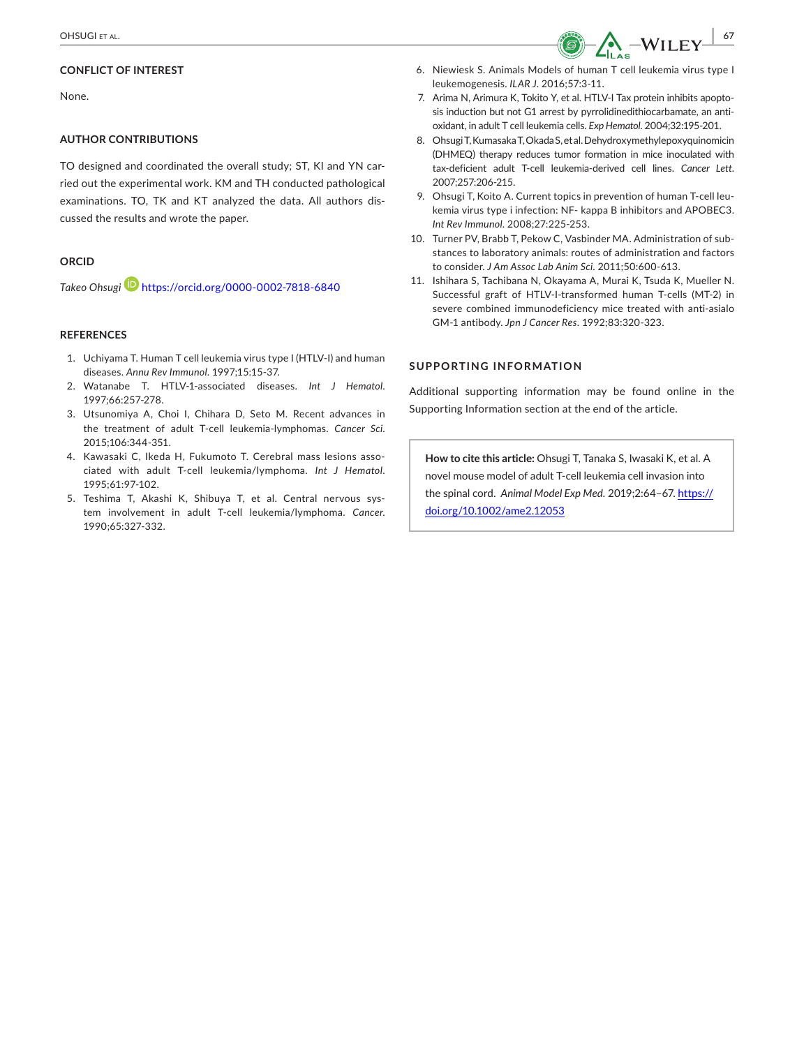## CONFLICT OF INTEREST

None.

## AUTHOR CONTRIBUTIONS

TO designed and coordinated the overall study; ST, KI and YN carried out the experimental work. KM and TH conducted pathological examinations. TO, TK and KT analyzed the data. All authors discussed the results and wrote the paper.

## ORCID

*Takeo Ohsugi* https://orcid.org/0000-0002-7818-6840

## REFERENCES

1. Uchiyama T. Human T cell leukemia virus type I (HTLV-I) and human diseases. *Annu Rev Immunol*. 1997;15:15-37.
2. Watanabe T. HTLV-1-associated diseases. *Int J Hematol*. 1997;66:257-278.
3. Utsunomiya A, Choi I, Chihara D, Seto M. Recent advances in the treatment of adult T-cell leukemia-lymphomas. *Cancer Sci*. 2015;106:344-351.
4. Kawasaki C, Ikeda H, Fukumoto T. Cerebral mass lesions associated with adult T-cell leukemia/lymphoma. *Int J Hematol*. 1995;61:97-102.
5. Teshima T, Akashi K, Shibuya T, et al. Central nervous system involvement in adult T-cell leukemia/lymphoma. *Cancer*. 1990;65:327-332.
6. Niewiesk S. Animals Models of human T cell leukemia virus type I leukemogenesis. *ILAR J*. 2016;57:3-11.
7. Arima N, Arimura K, Tokito Y, et al. HTLV-I Tax protein inhibits apoptosis induction but not G1 arrest by pyrrolidinedithiocarbamate, an anti-oxidant, in adult T cell leukemia cells. *Exp Hematol*. 2004;32:195-201.
8. Ohsugi T, Kumasaka T, Okada S, et al. Dehydroxymethylepoxyquinomicin (DHMEQ) therapy reduces tumor formation in mice inoculated with tax-deficient adult T-cell leukemia-derived cell lines. *Cancer Lett*. 2007;257:206-215.
9. Ohsugi T, Koito A. Current topics in prevention of human T-cell leukemia virus type i infection: NF- kappa B inhibitors and APOBEC3. *Int Rev Immunol*. 2008;27:225-253.
10. Turner PV, Brabb T, Pekow C, Vasbinder MA. Administration of substances to laboratory animals: routes of administration and factors to consider. *J Am Assoc Lab Anim Sci*. 2011;50:600-613.
11. Ishihara S, Tachibana N, Okayama A, Murai K, Tsuda K, Mueller N. Successful graft of HTLV-I-transformed human T-cells (MT-2) in severe combined immunodeficiency mice treated with anti-asialo GM-1 antibody. *Jpn J Cancer Res*. 1992;83:320-323.

## SUPPORTING INFORMATION

Additional supporting information may be found online in the Supporting Information section at the end of the article.

**How to cite this article:** Ohsugi T, Tanaka S, Iwasaki K, et al. A novel mouse model of adult T-cell leukemia cell invasion into the spinal cord. *Animal Model Exp Med*. 2019;2:64–67. https://doi.org/10.1002/ame2.12053